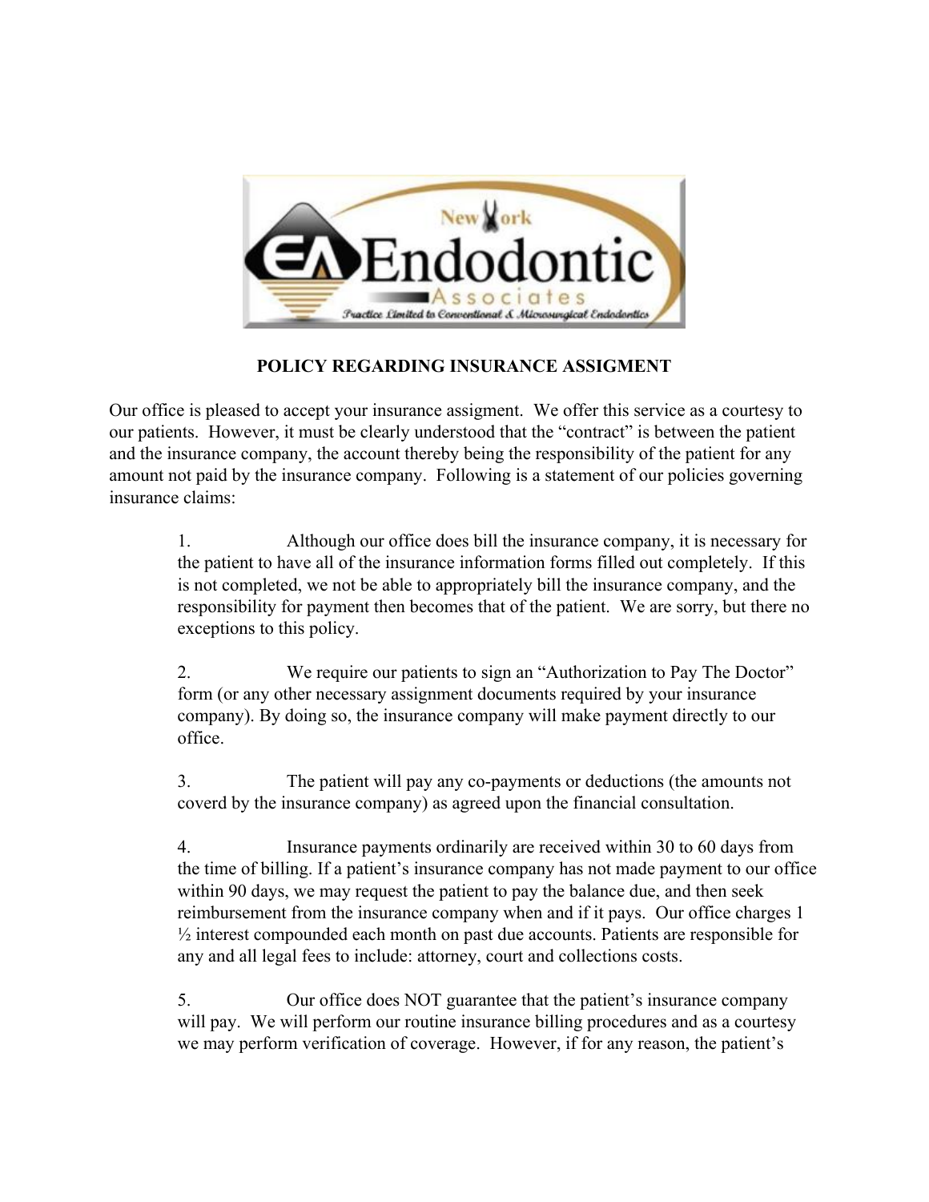New York Endodontic Associates

*Practice Limited to Conventional & Microsurgical Endodontics*

**POLICY REGARDING INSURANCE ASSIGMENT**

Our office is pleased to accept your insurance assigment. We offer this service as a courtesy to our patients. However, it must be clearly understood that the "contract" is between the patient and the insurance company, the account thereby being the responsibility of the patient for any amount not paid by the insurance company. Following is a statement of our policies governing insurance claims:

1. Although our office does bill the insurance company, it is necessary for the patient to have all of the insurance information forms filled out completely. If this is not completed, we not be able to appropriately bill the insurance company, and the responsibility for payment then becomes that of the patient. We are sorry, but there no exceptions to this policy.

2. We require our patients to sign an "Authorization to Pay The Doctor" form (or any other necessary assignment documents required by your insurance company). By doing so, the insurance company will make payment directly to our office.

3. The patient will pay any co-payments or deductions (the amounts not coverd by the insurance company) as agreed upon the financial consultation.

4. Insurance payments ordinarily are received within 30 to 60 days from the time of billing. If a patient's insurance company has not made payment to our office within 90 days, we may request the patient to pay the balance due, and then seek reimbursement from the insurance company when and if it pays. Our office charges 1 ½ interest compounded each month on past due accounts. Patients are responsible for any and all legal fees to include: attorney, court and collections costs.

5. Our office does NOT guarantee that the patient's insurance company will pay. We will perform our routine insurance billing procedures and as a courtesy we may perform verification of coverage. However, if for any reason, the patient's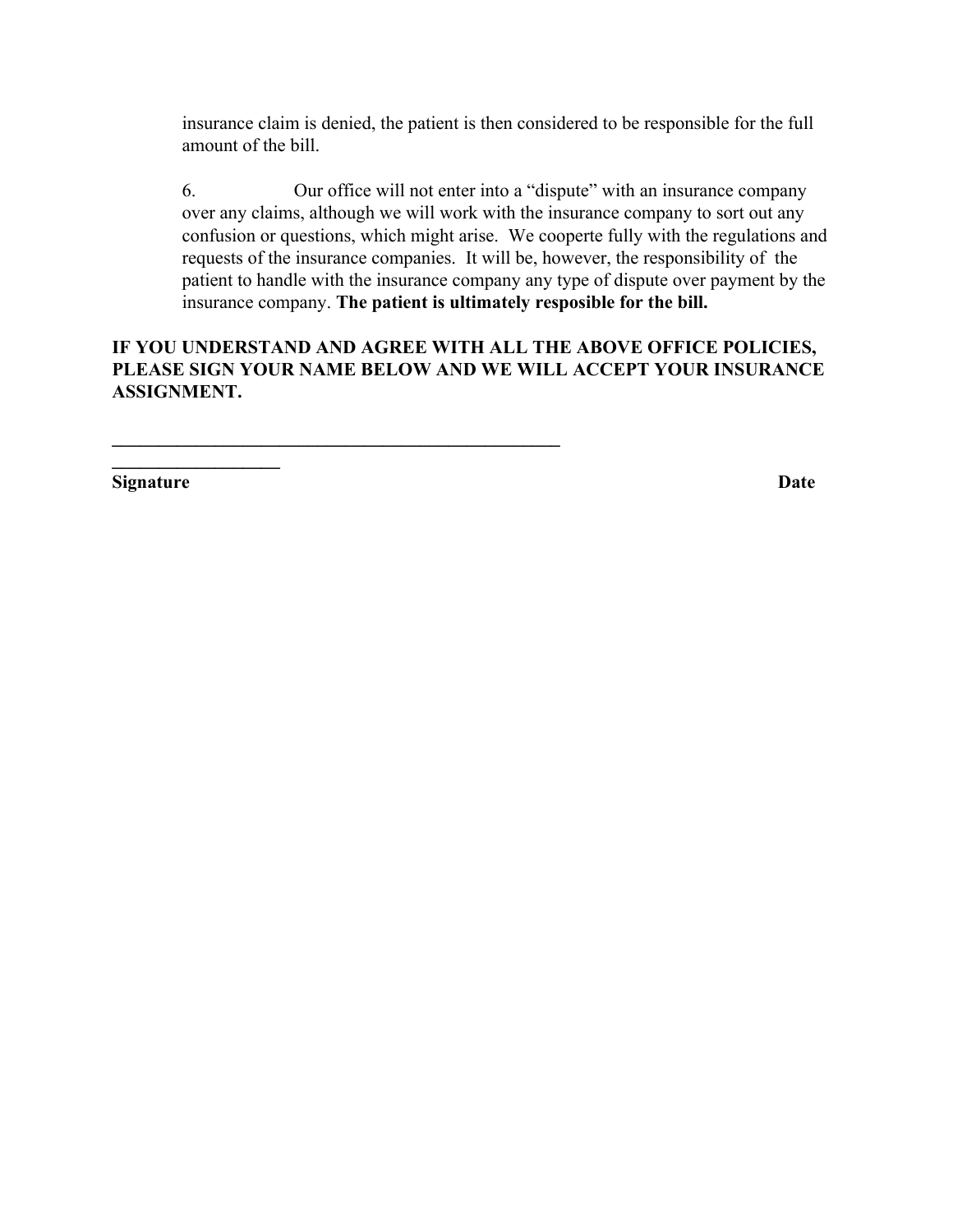insurance claim is denied, the patient is then considered to be responsible for the full amount of the bill.

6. Our office will not enter into a "dispute" with an insurance company over any claims, although we will work with the insurance company to sort out any confusion or questions, which might arise. We cooperte fully with the regulations and requests of the insurance companies. It will be, however, the responsibility of the patient to handle with the insurance company any type of dispute over payment by the insurance company. **The patient is ultimately resposible for the bill.**

**IF YOU UNDERSTAND AND AGREE WITH ALL THE ABOVE OFFICE POLICIES, PLEASE SIGN YOUR NAME BELOW AND WE WILL ACCEPT YOUR INSURANCE ASSIGNMENT.**

**\_\_\_\_\_\_\_\_\_\_\_\_\_\_\_\_\_\_\_\_\_\_\_\_\_\_\_\_\_\_\_\_\_\_\_\_\_\_\_\_\_\_\_\_\_\_\_\_\_\_\_\_\_\_\_\_\_\_\_\_\_\_\_\_\_\_\_\_\_\_**

**Signature** **Date**